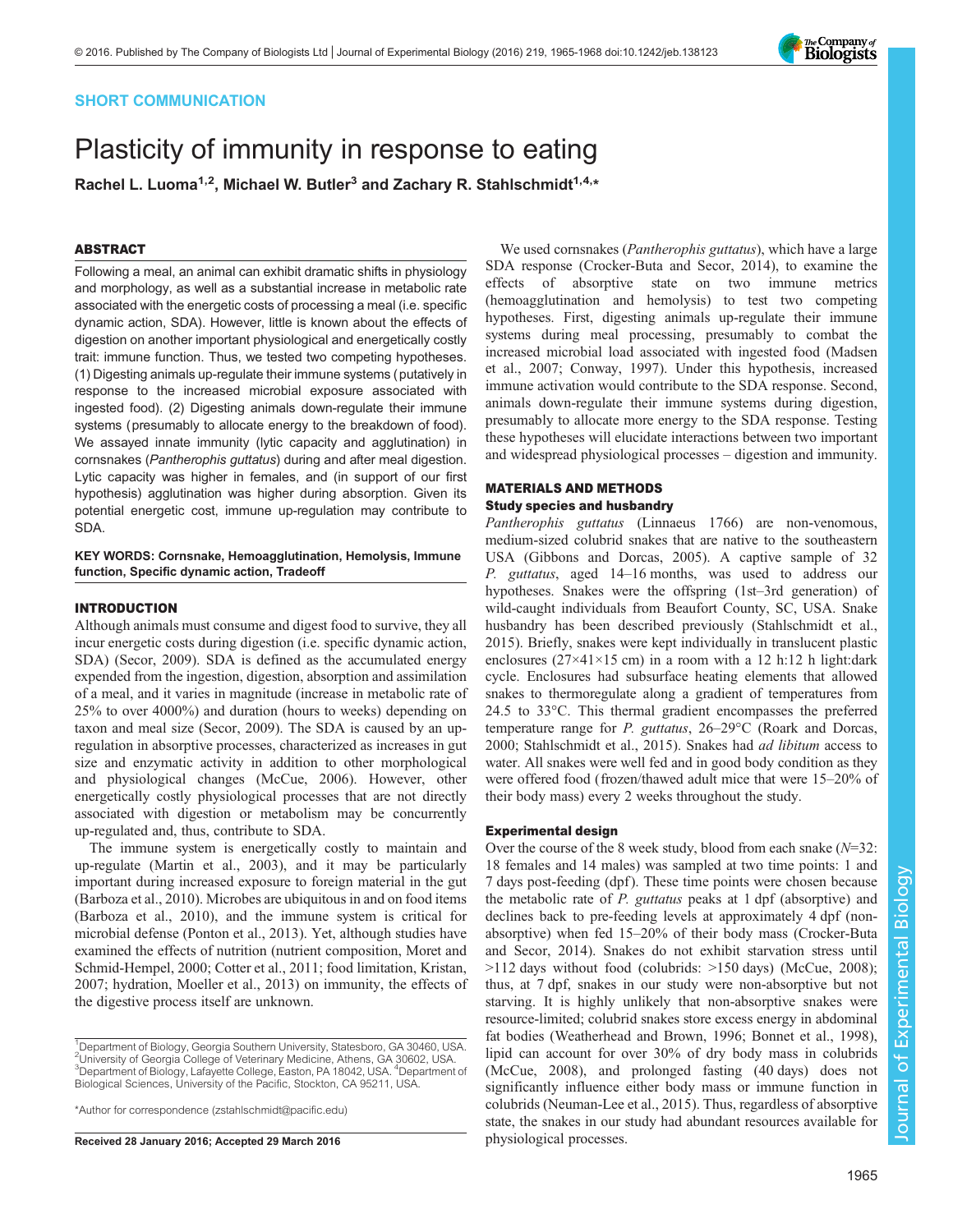SHORT COMMUNICATION

# Plasticity of immunity in response to eating

Rachel L. Luoma[1,2], Michael W. Butler[3] and Zachary R. Stahlschmidt[1,4,*]

## ABSTRACT

Following a meal, an animal can exhibit dramatic shifts in physiology and morphology, as well as a substantial increase in metabolic rate associated with the energetic costs of processing a meal (i.e. specific dynamic action, SDA). However, little is known about the effects of digestion on another important physiological and energetically costly trait: immune function. Thus, we tested two competing hypotheses. (1) Digesting animals up-regulate their immune systems (putatively in response to the increased microbial exposure associated with ingested food). (2) Digesting animals down-regulate their immune systems (presumably to allocate energy to the breakdown of food). We assayed innate immunity (lytic capacity and agglutination) in cornsnakes (*Pantherophis guttatus*) during and after meal digestion. Lytic capacity was higher in females, and (in support of our first hypothesis) agglutination was higher during absorption. Given its potential energetic cost, immune up-regulation may contribute to SDA.

**KEY WORDS: Cornsnake, Hemoagglutination, Hemolysis, Immune function, Specific dynamic action, Tradeoff**

## INTRODUCTION

Although animals must consume and digest food to survive, they all incur energetic costs during digestion (i.e. specific dynamic action, SDA) (Secor, 2009). SDA is defined as the accumulated energy expended from the ingestion, digestion, absorption and assimilation of a meal, and it varies in magnitude (increase in metabolic rate of 25% to over 4000%) and duration (hours to weeks) depending on taxon and meal size (Secor, 2009). The SDA is caused by an up-regulation in absorptive processes, characterized as increases in gut size and enzymatic activity in addition to other morphological and physiological changes (McCue, 2006). However, other energetically costly physiological processes that are not directly associated with digestion or metabolism may be concurrently up-regulated and, thus, contribute to SDA.

The immune system is energetically costly to maintain and up-regulate (Martin et al., 2003), and it may be particularly important during increased exposure to foreign material in the gut (Barboza et al., 2010). Microbes are ubiquitous in and on food items (Barboza et al., 2010), and the immune system is critical for microbial defense (Ponton et al., 2013). Yet, although studies have examined the effects of nutrition (nutrient composition, Moret and Schmid-Hempel, 2000; Cotter et al., 2011; food limitation, Kristan, 2007; hydration, Moeller et al., 2013) on immunity, the effects of the digestive process itself are unknown.

We used cornsnakes (*Pantherophis guttatus*), which have a large SDA response (Crocker-Buta and Secor, 2014), to examine the effects of absorptive state on two immune metrics (hemoagglutination and hemolysis) to test two competing hypotheses. First, digesting animals up-regulate their immune systems during meal processing, presumably to combat the increased microbial load associated with ingested food (Madsen et al., 2007; Conway, 1997). Under this hypothesis, increased immune activation would contribute to the SDA response. Second, animals down-regulate their immune systems during digestion, presumably to allocate more energy to the SDA response. Testing these hypotheses will elucidate interactions between two important and widespread physiological processes – digestion and immunity.

## MATERIALS AND METHODS

### Study species and husbandry

*Pantherophis guttatus* (Linnaeus 1766) are non-venomous, medium-sized colubrid snakes that are native to the southeastern USA (Gibbons and Dorcas, 2005). A captive sample of 32 *P. guttatus*, aged 14–16 months, was used to address our hypotheses. Snakes were the offspring (1st–3rd generation) of wild-caught individuals from Beaufort County, SC, USA. Snake husbandry has been described previously (Stahlschmidt et al., 2015). Briefly, snakes were kept individually in translucent plastic enclosures (27×41×15 cm) in a room with a 12 h:12 h light:dark cycle. Enclosures had subsurface heating elements that allowed snakes to thermoregulate along a gradient of temperatures from 24.5 to 33°C. This thermal gradient encompasses the preferred temperature range for *P. guttatus*, 26–29°C (Roark and Dorcas, 2000; Stahlschmidt et al., 2015). Snakes had *ad libitum* access to water. All snakes were well fed and in good body condition as they were offered food (frozen/thawed adult mice that were 15–20% of their body mass) every 2 weeks throughout the study.

### Experimental design

Over the course of the 8 week study, blood from each snake (*N*=32: 18 females and 14 males) was sampled at two time points: 1 and 7 days post-feeding (dpf). These time points were chosen because the metabolic rate of *P. guttatus* peaks at 1 dpf (absorptive) and declines back to pre-feeding levels at approximately 4 dpf (non-absorptive) when fed 15–20% of their body mass (Crocker-Buta and Secor, 2014). Snakes do not exhibit starvation stress until >112 days without food (colubrids: >150 days) (McCue, 2008); thus, at 7 dpf, snakes in our study were non-absorptive but not starving. It is highly unlikely that non-absorptive snakes were resource-limited; colubrid snakes store excess energy in abdominal fat bodies (Weatherhead and Brown, 1996; Bonnet et al., 1998), lipid can account for over 30% of dry body mass in colubrids (McCue, 2008), and prolonged fasting (40 days) does not significantly influence either body mass or immune function in colubrids (Neuman-Lee et al., 2015). Thus, regardless of absorptive state, the snakes in our study had abundant resources available for physiological processes.

[1]Department of Biology, Georgia Southern University, Statesboro, GA 30460, USA. [2]University of Georgia College of Veterinary Medicine, Athens, GA 30602, USA. [3]Department of Biology, Lafayette College, Easton, PA 18042, USA. [4]Department of Biological Sciences, University of the Pacific, Stockton, CA 95211, USA.

*Author for correspondence (zstahlschmidt@pacific.edu)

**Received 28 January 2016; Accepted 29 March 2016**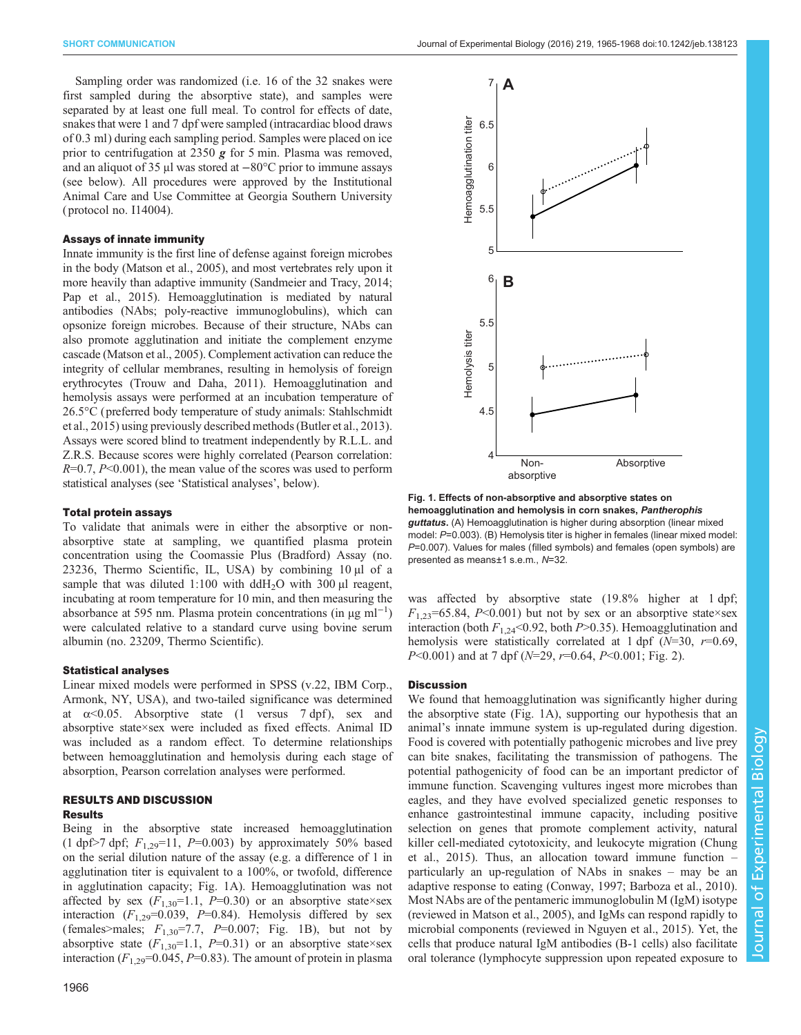Sampling order was randomized (i.e. 16 of the 32 snakes were first sampled during the absorptive state), and samples were separated by at least one full meal. To control for effects of date, snakes that were 1 and 7 dpf were sampled (intracardiac blood draws of 0.3 ml) during each sampling period. Samples were placed on ice prior to centrifugation at 2350 ***g*** for 5 min. Plasma was removed, and an aliquot of 35 µl was stored at −80°C prior to immune assays (see below). All procedures were approved by the Institutional Animal Care and Use Committee at Georgia Southern University (protocol no. I14004).

#### Assays of innate immunity

Innate immunity is the first line of defense against foreign microbes in the body (Matson et al., 2005), and most vertebrates rely upon it more heavily than adaptive immunity (Sandmeier and Tracy, 2014; Pap et al., 2015). Hemoagglutination is mediated by natural antibodies (NAbs; poly-reactive immunoglobulins), which can opsonize foreign microbes. Because of their structure, NAbs can also promote agglutination and initiate the complement enzyme cascade (Matson et al., 2005). Complement activation can reduce the integrity of cellular membranes, resulting in hemolysis of foreign erythrocytes (Trouw and Daha, 2011). Hemoagglutination and hemolysis assays were performed at an incubation temperature of 26.5°C (preferred body temperature of study animals: Stahlschmidt et al., 2015) using previously described methods (Butler et al., 2013). Assays were scored blind to treatment independently by R.L.L. and Z.R.S. Because scores were highly correlated (Pearson correlation: $R$=0.7, $P$<0.001), the mean value of the scores was used to perform statistical analyses (see 'Statistical analyses', below).

#### Total protein assays

To validate that animals were in either the absorptive or non-absorptive state at sampling, we quantified plasma protein concentration using the Coomassie Plus (Bradford) Assay (no. 23236, Thermo Scientific, IL, USA) by combining 10 µl of a sample that was diluted 1:100 with ddH$_2$O with 300 µl reagent, incubating at room temperature for 10 min, and then measuring the absorbance at 595 nm. Plasma protein concentrations (in µg ml$^{-1}$) were calculated relative to a standard curve using bovine serum albumin (no. 23209, Thermo Scientific).

#### Statistical analyses

Linear mixed models were performed in SPSS (v.22, IBM Corp., Armonk, NY, USA), and two-tailed significance was determined at $\alpha$<0.05. Absorptive state (1 versus 7 dpf), sex and absorptive state×sex were included as fixed effects. Animal ID was included as a random effect. To determine relationships between hemoagglutination and hemolysis during each stage of absorption, Pearson correlation analyses were performed.

## RESULTS AND DISCUSSION

### Results

Being in the absorptive state increased hemoagglutination (1 dpf>7 dpf; $F_{1,29}$=11, $P$=0.003) by approximately 50% based on the serial dilution nature of the assay (e.g. a difference of 1 in agglutination titer is equivalent to a 100%, or twofold, difference in agglutination capacity; Fig. 1A). Hemoagglutination was not affected by sex ($F_{1,30}$=1.1, $P$=0.30) or an absorptive state×sex interaction ($F_{1,29}$=0.039, $P$=0.84). Hemolysis differed by sex (females>males; $F_{1,30}$=7.7, $P$=0.007; Fig. 1B), but not by absorptive state ($F_{1,30}$=1.1, $P$=0.31) or an absorptive state×sex interaction ($F_{1,29}$=0.045, $P$=0.83). The amount of protein in plasma was affected by absorptive state (19.8% higher at 1 dpf; $F_{1,23}$=65.84, $P$<0.001) but not by sex or an absorptive state×sex interaction (both $F_{1,24}$<0.92, both $P$>0.35). Hemoagglutination and hemolysis were statistically correlated at 1 dpf ($N$=30, $r$=0.69, $P$<0.001) and at 7 dpf ($N$=29, $r$=0.64, $P$<0.001; Fig. 2).

**Fig. 1. Effects of non-absorptive and absorptive states on hemoagglutination and hemolysis in corn snakes, *Pantherophis guttatus*.** (A) Hemoagglutination is higher during absorption (linear mixed model: $P$=0.003). (B) Hemolysis titer is higher in females (linear mixed model: $P$=0.007). Values for males (filled symbols) and females (open symbols) are presented as means±1 s.e.m., $N$=32.

### Discussion

We found that hemoagglutination was significantly higher during the absorptive state (Fig. 1A), supporting our hypothesis that an animal's innate immune system is up-regulated during digestion. Food is covered with potentially pathogenic microbes and live prey can bite snakes, facilitating the transmission of pathogens. The potential pathogenicity of food can be an important predictor of immune function. Scavenging vultures ingest more microbes than eagles, and they have evolved specialized genetic responses to enhance gastrointestinal immune capacity, including positive selection on genes that promote complement activity, natural killer cell-mediated cytotoxicity, and leukocyte migration (Chung et al., 2015). Thus, an allocation toward immune function – particularly an up-regulation of NAbs in snakes – may be an adaptive response to eating (Conway, 1997; Barboza et al., 2010). Most NAbs are of the pentameric immunoglobulin M (IgM) isotype (reviewed in Matson et al., 2005), and IgMs can respond rapidly to microbial components (reviewed in Nguyen et al., 2015). Yet, the cells that produce natural IgM antibodies (B-1 cells) also facilitate oral tolerance (lymphocyte suppression upon repeated exposure to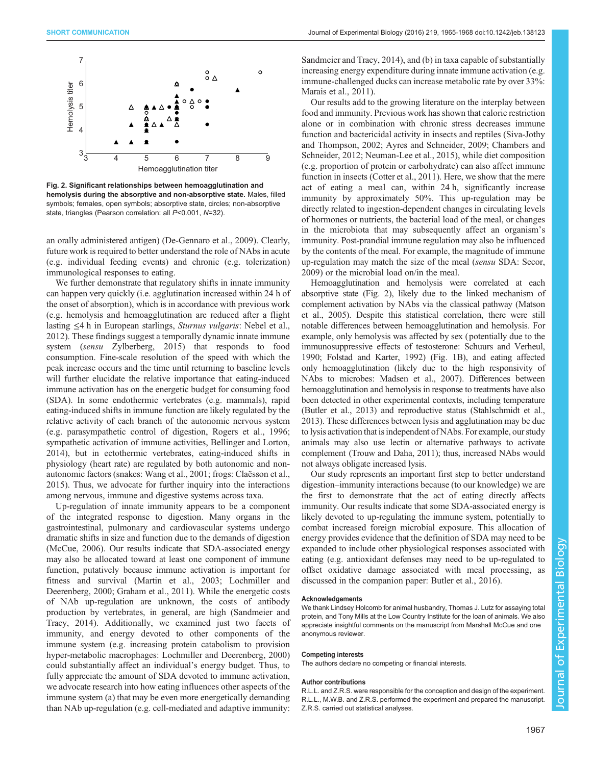**Fig. 2. Significant relationships between hemoagglutination and hemolysis during the absorptive and non-absorptive state.** Males, filled symbols; females, open symbols; absorptive state, circles; non-absorptive state, triangles (Pearson correlation: all $P$<0.001, $N$=32).

an orally administered antigen) (De-Gennaro et al., 2009). Clearly, future work is required to better understand the role of NAbs in acute (e.g. individual feeding events) and chronic (e.g. tolerization) immunological responses to eating.

We further demonstrate that regulatory shifts in innate immunity can happen very quickly (i.e. agglutination increased within 24 h of the onset of absorption), which is in accordance with previous work (e.g. hemolysis and hemoagglutination are reduced after a flight lasting ≤4 h in European starlings, *Sturnus vulgaris*: Nebel et al., 2012). These findings suggest a temporally dynamic innate immune system (*sensu* Zylberberg, 2015) that responds to food consumption. Fine-scale resolution of the speed with which the peak increase occurs and the time until returning to baseline levels will further elucidate the relative importance that eating-induced immune activation has on the energetic budget for consuming food (SDA). In some endothermic vertebrates (e.g. mammals), rapid eating-induced shifts in immune function are likely regulated by the relative activity of each branch of the autonomic nervous system (e.g. parasympathetic control of digestion, Rogers et al., 1996; sympathetic activation of immune activities, Bellinger and Lorton, 2014), but in ectothermic vertebrates, eating-induced shifts in physiology (heart rate) are regulated by both autonomic and non-autonomic factors (snakes: Wang et al., 2001; frogs: Claësson et al., 2015). Thus, we advocate for further inquiry into the interactions among nervous, immune and digestive systems across taxa.

Up-regulation of innate immunity appears to be a component of the integrated response to digestion. Many organs in the gastrointestinal, pulmonary and cardiovascular systems undergo dramatic shifts in size and function due to the demands of digestion (McCue, 2006). Our results indicate that SDA-associated energy may also be allocated toward at least one component of immune function, putatively because immune activation is important for fitness and survival (Martin et al., 2003; Lochmiller and Deerenberg, 2000; Graham et al., 2011). While the energetic costs of NAb up-regulation are unknown, the costs of antibody production by vertebrates, in general, are high (Sandmeier and Tracy, 2014). Additionally, we examined just two facets of immunity, and energy devoted to other components of the immune system (e.g. increasing protein catabolism to provision hyper-metabolic macrophages: Lochmiller and Deerenberg, 2000) could substantially affect an individual's energy budget. Thus, to fully appreciate the amount of SDA devoted to immune activation, we advocate research into how eating influences other aspects of the immune system (a) that may be even more energetically demanding than NAb up-regulation (e.g. cell-mediated and adaptive immunity: Sandmeier and Tracy, 2014), and (b) in taxa capable of substantially increasing energy expenditure during innate immune activation (e.g. immune-challenged ducks can increase metabolic rate by over 33%: Marais et al., 2011).

Our results add to the growing literature on the interplay between food and immunity. Previous work has shown that caloric restriction alone or in combination with chronic stress decreases immune function and bactericidal activity in insects and reptiles (Siva-Jothy and Thompson, 2002; Ayres and Schneider, 2009; Chambers and Schneider, 2012; Neuman-Lee et al., 2015), while diet composition (e.g. proportion of protein or carbohydrate) can also affect immune function in insects (Cotter et al., 2011). Here, we show that the mere act of eating a meal can, within 24 h, significantly increase immunity by approximately 50%. This up-regulation may be directly related to ingestion-dependent changes in circulating levels of hormones or nutrients, the bacterial load of the meal, or changes in the microbiota that may subsequently affect an organism's immunity. Post-prandial immune regulation may also be influenced by the contents of the meal. For example, the magnitude of immune up-regulation may match the size of the meal (*sensu* SDA: Secor, 2009) or the microbial load on/in the meal.

Hemoagglutination and hemolysis were correlated at each absorptive state (Fig. 2), likely due to the linked mechanism of complement activation by NAbs via the classical pathway (Matson et al., 2005). Despite this statistical correlation, there were still notable differences between hemoagglutination and hemolysis. For example, only hemolysis was affected by sex (potentially due to the immunosuppressive effects of testosterone: Schuurs and Verheul, 1990; Folstad and Karter, 1992) (Fig. 1B), and eating affected only hemoagglutination (likely due to the high responsivity of NAbs to microbes: Madsen et al., 2007). Differences between hemoagglutination and hemolysis in response to treatments have also been detected in other experimental contexts, including temperature (Butler et al., 2013) and reproductive status (Stahlschmidt et al., 2013). These differences between lysis and agglutination may be due to lysis activation that is independent of NAbs. For example, our study animals may also use lectin or alternative pathways to activate complement (Trouw and Daha, 2011); thus, increased NAbs would not always obligate increased lysis.

Our study represents an important first step to better understand digestion–immunity interactions because (to our knowledge) we are the first to demonstrate that the act of eating directly affects immunity. Our results indicate that some SDA-associated energy is likely devoted to up-regulating the immune system, potentially to combat increased foreign microbial exposure. This allocation of energy provides evidence that the definition of SDA may need to be expanded to include other physiological responses associated with eating (e.g. antioxidant defenses may need to be up-regulated to offset oxidative damage associated with meal processing, as discussed in the companion paper: Butler et al., 2016).

#### Acknowledgements

We thank Lindsey Holcomb for animal husbandry, Thomas J. Lutz for assaying total protein, and Tony Mills at the Low Country Institute for the loan of animals. We also appreciate insightful comments on the manuscript from Marshall McCue and one anonymous reviewer.

#### Competing interests

The authors declare no competing or financial interests.

#### Author contributions

R.L.L. and Z.R.S. were responsible for the conception and design of the experiment. R.L.L., M.W.B. and Z.R.S. performed the experiment and prepared the manuscript. Z.R.S. carried out statistical analyses.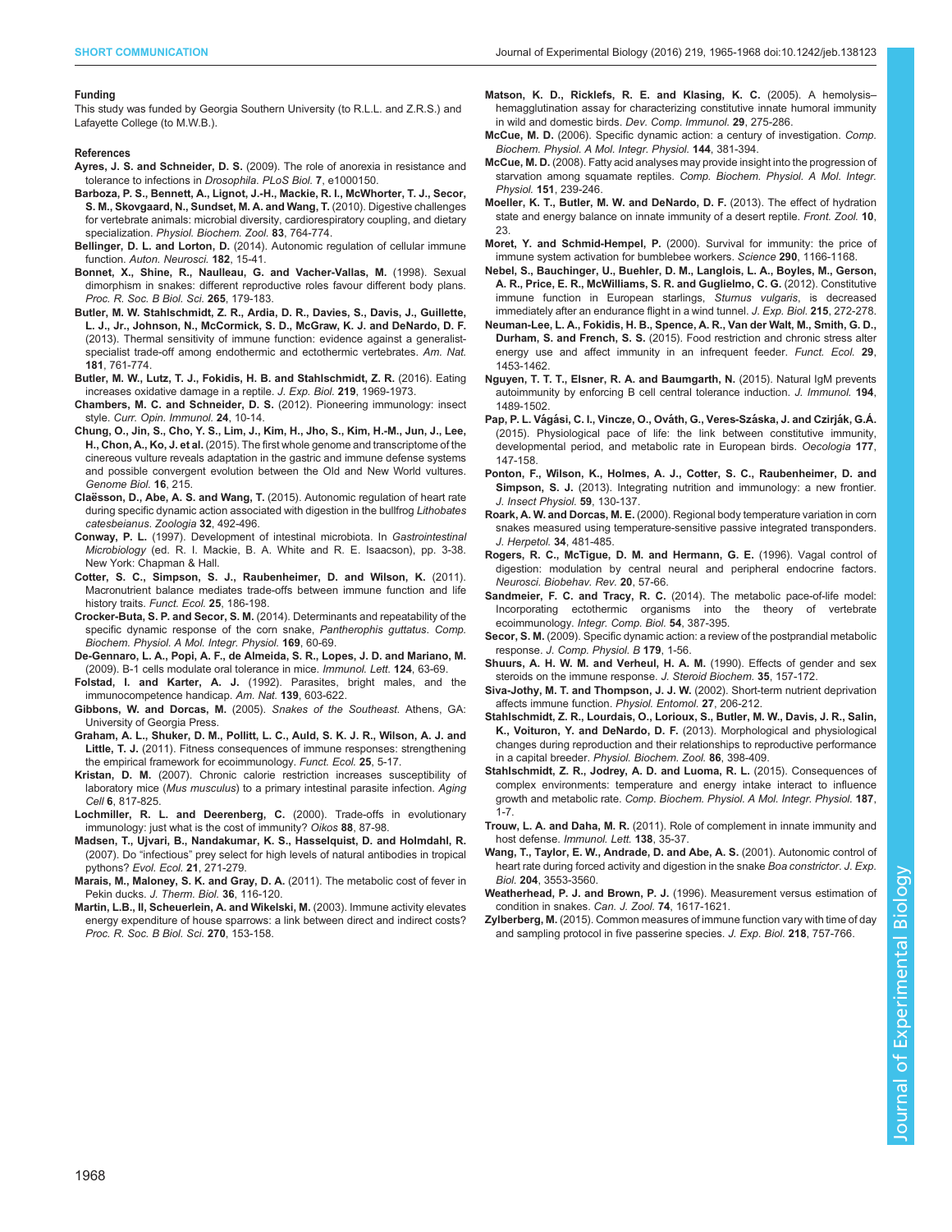## Funding

This study was funded by Georgia Southern University (to R.L.L. and Z.R.S.) and Lafayette College (to M.W.B.).

## References

**Ayres, J. S. and Schneider, D. S.** (2009). The role of anorexia in resistance and tolerance to infections in *Drosophila*. *PLoS Biol.* **7**, e1000150.

**Barboza, P. S., Bennett, A., Lignot, J.-H., Mackie, R. I., McWhorter, T. J., Secor, S. M., Skovgaard, N., Sundset, M. A. and Wang, T.** (2010). Digestive challenges for vertebrate animals: microbial diversity, cardiorespiratory coupling, and dietary specialization. *Physiol. Biochem. Zool.* **83**, 764-774.

**Bellinger, D. L. and Lorton, D.** (2014). Autonomic regulation of cellular immune function. *Auton. Neurosci.* **182**, 15-41.

**Bonnet, X., Shine, R., Naulleau, G. and Vacher-Vallas, M.** (1998). Sexual dimorphism in snakes: different reproductive roles favour different body plans. *Proc. R. Soc. B Biol. Sci.* **265**, 179-183.

**Butler, M. W. Stahlschmidt, Z. R., Ardia, D. R., Davies, S., Davis, J., Guillette, L. J., Jr., Johnson, N., McCormick, S. D., McGraw, K. J. and DeNardo, D. F.** (2013). Thermal sensitivity of immune function: evidence against a generalist-specialist trade-off among endothermic and ectothermic vertebrates. *Am. Nat.* **181**, 761-774.

**Butler, M. W., Lutz, T. J., Fokidis, H. B. and Stahlschmidt, Z. R.** (2016). Eating increases oxidative damage in a reptile. *J. Exp. Biol.* **219**, 1969-1973.

**Chambers, M. C. and Schneider, D. S.** (2012). Pioneering immunology: insect style. *Curr. Opin. Immunol.* **24**, 10-14.

**Chung, O., Jin, S., Cho, Y. S., Lim, J., Kim, H., Jho, S., Kim, H.-M., Jun, J., Lee, H., Chon, A., Ko, J. et al.** (2015). The first whole genome and transcriptome of the cinereous vulture reveals adaptation in the gastric and immune defense systems and possible convergent evolution between the Old and New World vultures. *Genome Biol.* **16**, 215.

**Claësson, D., Abe, A. S. and Wang, T.** (2015). Autonomic regulation of heart rate during specific dynamic action associated with digestion in the bullfrog *Lithobates catesbeianus*. *Zoologia* **32**, 492-496.

**Conway, P. L.** (1997). Development of intestinal microbiota. In *Gastrointestinal Microbiology* (ed. R. I. Mackie, B. A. White and R. E. Isaacson), pp. 3-38. New York: Chapman & Hall.

**Cotter, S. C., Simpson, S. J., Raubenheimer, D. and Wilson, K.** (2011). Macronutrient balance mediates trade-offs between immune function and life history traits. *Funct. Ecol.* **25**, 186-198.

**Crocker-Buta, S. P. and Secor, S. M.** (2014). Determinants and repeatability of the specific dynamic response of the corn snake, *Pantherophis guttatus*. *Comp. Biochem. Physiol. A Mol. Integr. Physiol.* **169**, 60-69.

**De-Gennaro, L. A., Popi, A. F., de Almeida, S. R., Lopes, J. D. and Mariano, M.** (2009). B-1 cells modulate oral tolerance in mice. *Immunol. Lett.* **124**, 63-69.

**Folstad, I. and Karter, A. J.** (1992). Parasites, bright males, and the immunocompetence handicap. *Am. Nat.* **139**, 603-622.

**Gibbons, W. and Dorcas, M.** (2005). *Snakes of the Southeast*. Athens, GA: University of Georgia Press.

**Graham, A. L., Shuker, D. M., Pollitt, L. C., Auld, S. K. J. R., Wilson, A. J. and Little, T. J.** (2011). Fitness consequences of immune responses: strengthening the empirical framework for ecoimmunology. *Funct. Ecol.* **25**, 5-17.

**Kristan, D. M.** (2007). Chronic calorie restriction increases susceptibility of laboratory mice (*Mus musculus*) to a primary intestinal parasite infection. *Aging Cell* **6**, 817-825.

**Lochmiller, R. L. and Deerenberg, C.** (2000). Trade-offs in evolutionary immunology: just what is the cost of immunity? *Oikos* **88**, 87-98.

**Madsen, T., Ujvari, B., Nandakumar, K. S., Hasselquist, D. and Holmdahl, R.** (2007). Do "infectious" prey select for high levels of natural antibodies in tropical pythons? *Evol. Ecol.* **21**, 271-279.

**Marais, M., Maloney, S. K. and Gray, D. A.** (2011). The metabolic cost of fever in Pekin ducks. *J. Therm. Biol.* **36**, 116-120.

**Martin, L.B., II, Scheuerlein, A. and Wikelski, M.** (2003). Immune activity elevates energy expenditure of house sparrows: a link between direct and indirect costs? *Proc. R. Soc. B Biol. Sci.* **270**, 153-158.

**Matson, K. D., Ricklefs, R. E. and Klasing, K. C.** (2005). A hemolysis–hemagglutination assay for characterizing constitutive innate humoral immunity in wild and domestic birds. *Dev. Comp. Immunol.* **29**, 275-286.

**McCue, M. D.** (2006). Specific dynamic action: a century of investigation. *Comp. Biochem. Physiol. A Mol. Integr. Physiol.* **144**, 381-394.

**McCue, M. D.** (2008). Fatty acid analyses may provide insight into the progression of starvation among squamate reptiles. *Comp. Biochem. Physiol. A Mol. Integr. Physiol.* **151**, 239-246.

**Moeller, K. T., Butler, M. W. and DeNardo, D. F.** (2013). The effect of hydration state and energy balance on innate immunity of a desert reptile. *Front. Zool.* **10**, 23.

**Moret, Y. and Schmid-Hempel, P.** (2000). Survival for immunity: the price of immune system activation for bumblebee workers. *Science* **290**, 1166-1168.

**Nebel, S., Bauchinger, U., Buehler, D. M., Langlois, L. A., Boyles, M., Gerson, A. R., Price, E. R., McWilliams, S. R. and Guglielmo, C. G.** (2012). Constitutive immune function in European starlings, *Sturnus vulgaris*, is decreased immediately after an endurance flight in a wind tunnel. *J. Exp. Biol.* **215**, 272-278.

**Neuman-Lee, L. A., Fokidis, H. B., Spence, A. R., Van der Walt, M., Smith, G. D., Durham, S. and French, S. S.** (2015). Food restriction and chronic stress alter energy use and affect immunity in an infrequent feeder. *Funct. Ecol.* **29**, 1453-1462.

**Nguyen, T. T. T., Elsner, R. A. and Baumgarth, N.** (2015). Natural IgM prevents autoimmunity by enforcing B cell central tolerance induction. *J. Immunol.* **194**, 1489-1502.

**Pap, P. L. Vágási, C. I., Vincze, O., Osváth, G., Veres-Szászka, J. and Czirják, G.Á.** (2015). Physiological pace of life: the link between constitutive immunity, developmental period, and metabolic rate in European birds. *Oecologia* **177**, 147-158.

**Ponton, F., Wilson, K., Holmes, A. J., Cotter, S. C., Raubenheimer, D. and Simpson, S. J.** (2013). Integrating nutrition and immunology: a new frontier. *J. Insect Physiol.* **59**, 130-137.

**Roark, A. W. and Dorcas, M. E.** (2000). Regional body temperature variation in corn snakes measured using temperature-sensitive passive integrated transponders. *J. Herpetol.* **34**, 481-485.

**Rogers, R. C., McTigue, D. M. and Hermann, G. E.** (1996). Vagal control of digestion: modulation by central neural and peripheral endocrine factors. *Neurosci. Biobehav. Rev.* **20**, 57-66.

**Sandmeier, F. C. and Tracy, R. C.** (2014). The metabolic pace-of-life model: Incorporating ectothermic organisms into the theory of vertebrate ecoimmunology. *Integr. Comp. Biol.* **54**, 387-395.

**Secor, S. M.** (2009). Specific dynamic action: a review of the postprandial metabolic response. *J. Comp. Physiol. B* **179**, 1-56.

**Shuurs, A. H. W. M. and Verheul, H. A. M.** (1990). Effects of gender and sex steroids on the immune response. *J. Steroid Biochem.* **35**, 157-172.

**Siva-Jothy, M. T. and Thompson, J. J. W.** (2002). Short-term nutrient deprivation affects immune function. *Physiol. Entomol.* **27**, 206-212.

**Stahlschmidt, Z. R., Lourdais, O., Lorioux, S., Butler, M. W., Davis, J. R., Salin, K., Voituron, Y. and DeNardo, D. F.** (2013). Morphological and physiological changes during reproduction and their relationships to reproductive performance in a capital breeder. *Physiol. Biochem. Zool.* **86**, 398-409.

**Stahlschmidt, Z. R., Jodrey, A. D. and Luoma, R. L.** (2015). Consequences of complex environments: temperature and energy intake interact to influence growth and metabolic rate. *Comp. Biochem. Physiol. A Mol. Integr. Physiol.* **187**, 1-7.

**Trouw, L. A. and Daha, M. R.** (2011). Role of complement in innate immunity and host defense. *Immunol. Lett.* **138**, 35-37.

**Wang, T., Taylor, E. W., Andrade, D. and Abe, A. S.** (2001). Autonomic control of heart rate during forced activity and digestion in the snake *Boa constrictor*. *J. Exp. Biol.* **204**, 3553-3560.

**Weatherhead, P. J. and Brown, P. J.** (1996). Measurement versus estimation of condition in snakes. *Can. J. Zool.* **74**, 1617-1621.

**Zylberberg, M.** (2015). Common measures of immune function vary with time of day and sampling protocol in five passerine species. *J. Exp. Biol.* **218**, 757-766.